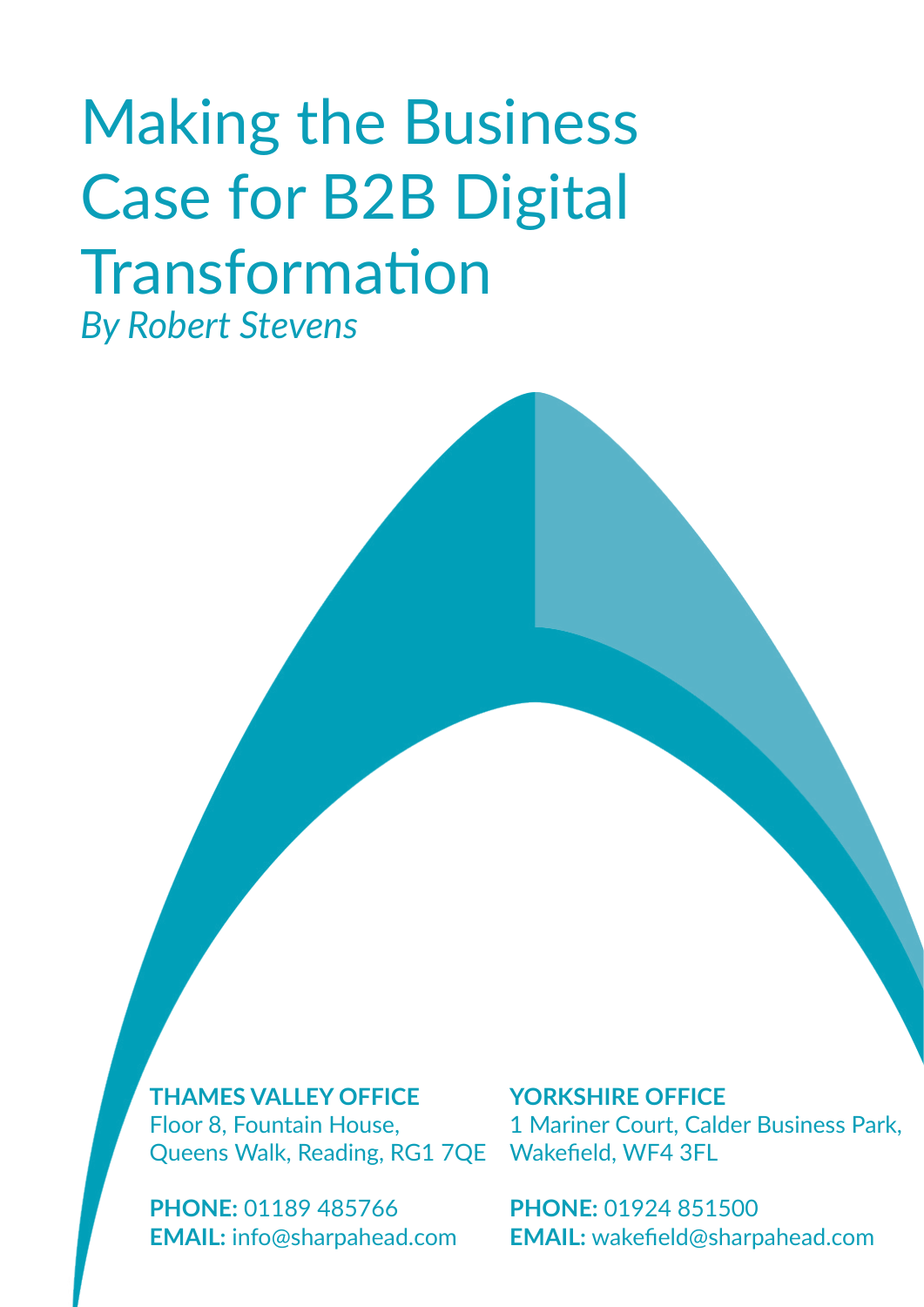# Making the Business Case for B2B Digital Transformation

*By Robert Stevens*

**THAMES VALLEY OFFICE**
Floor 8, Fountain House,
Queens Walk, Reading, RG1 7QE

**PHONE:** 01189 485766
**EMAIL:** info@sharpahead.com

**YORKSHIRE OFFICE**
1 Mariner Court, Calder Business Park,
Wakefield, WF4 3FL

**PHONE:** 01924 851500
**EMAIL:** wakefield@sharpahead.com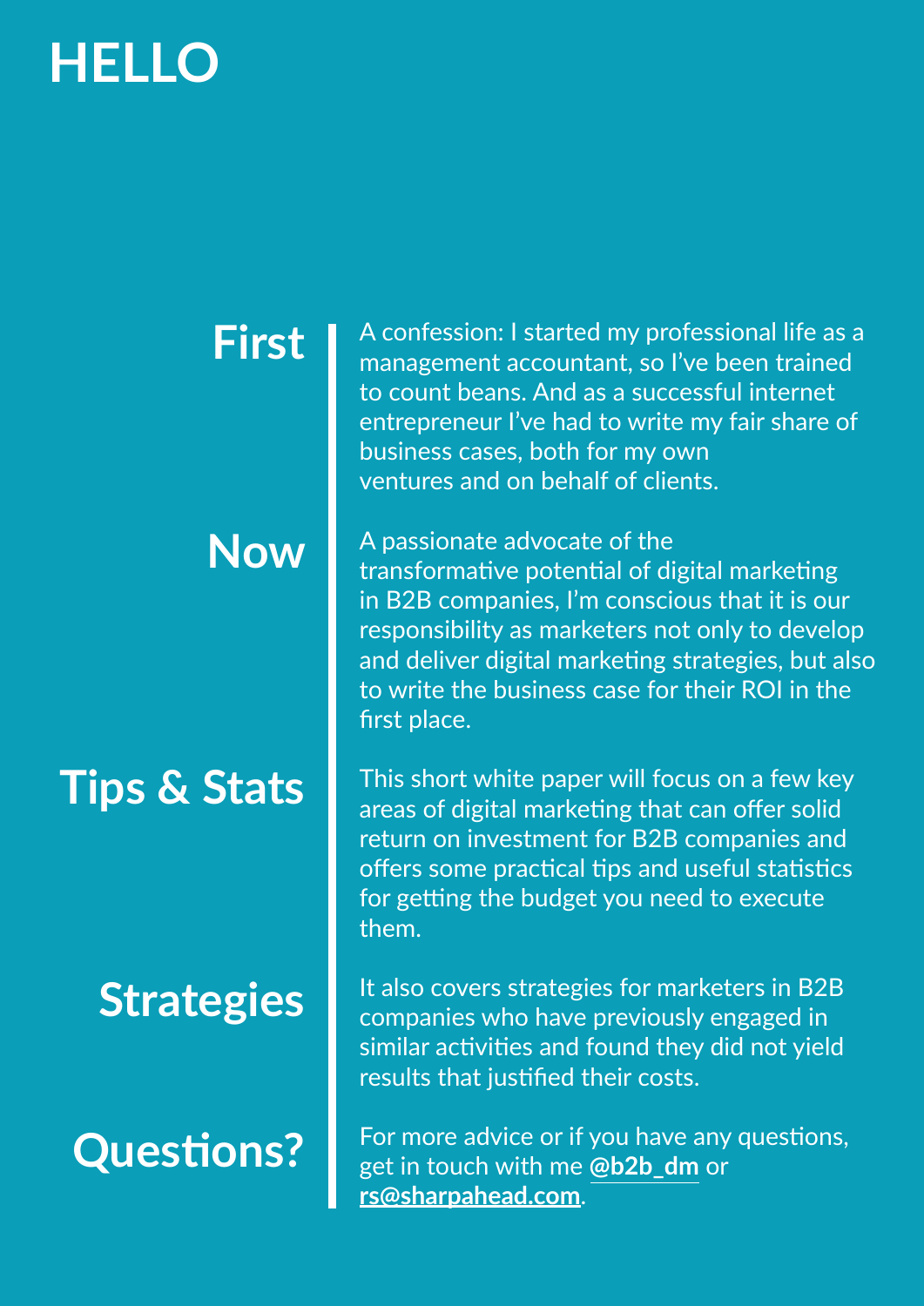# HELLO

## First

A confession: I started my professional life as a management accountant, so I've been trained to count beans. And as a successful internet entrepreneur I've had to write my fair share of business cases, both for my own ventures and on behalf of clients.

## Now

A passionate advocate of the transformative potential of digital marketing in B2B companies, I'm conscious that it is our responsibility as marketers not only to develop and deliver digital marketing strategies, but also to write the business case for their ROI in the first place.

## Tips & Stats

This short white paper will focus on a few key areas of digital marketing that can offer solid return on investment for B2B companies and offers some practical tips and useful statistics for getting the budget you need to execute them.

## Strategies

It also covers strategies for marketers in B2B companies who have previously engaged in similar activities and found they did not yield results that justified their costs.

## Questions?

For more advice or if you have any questions, get in touch with me **@b2b_dm** or **rs@sharpahead.com**.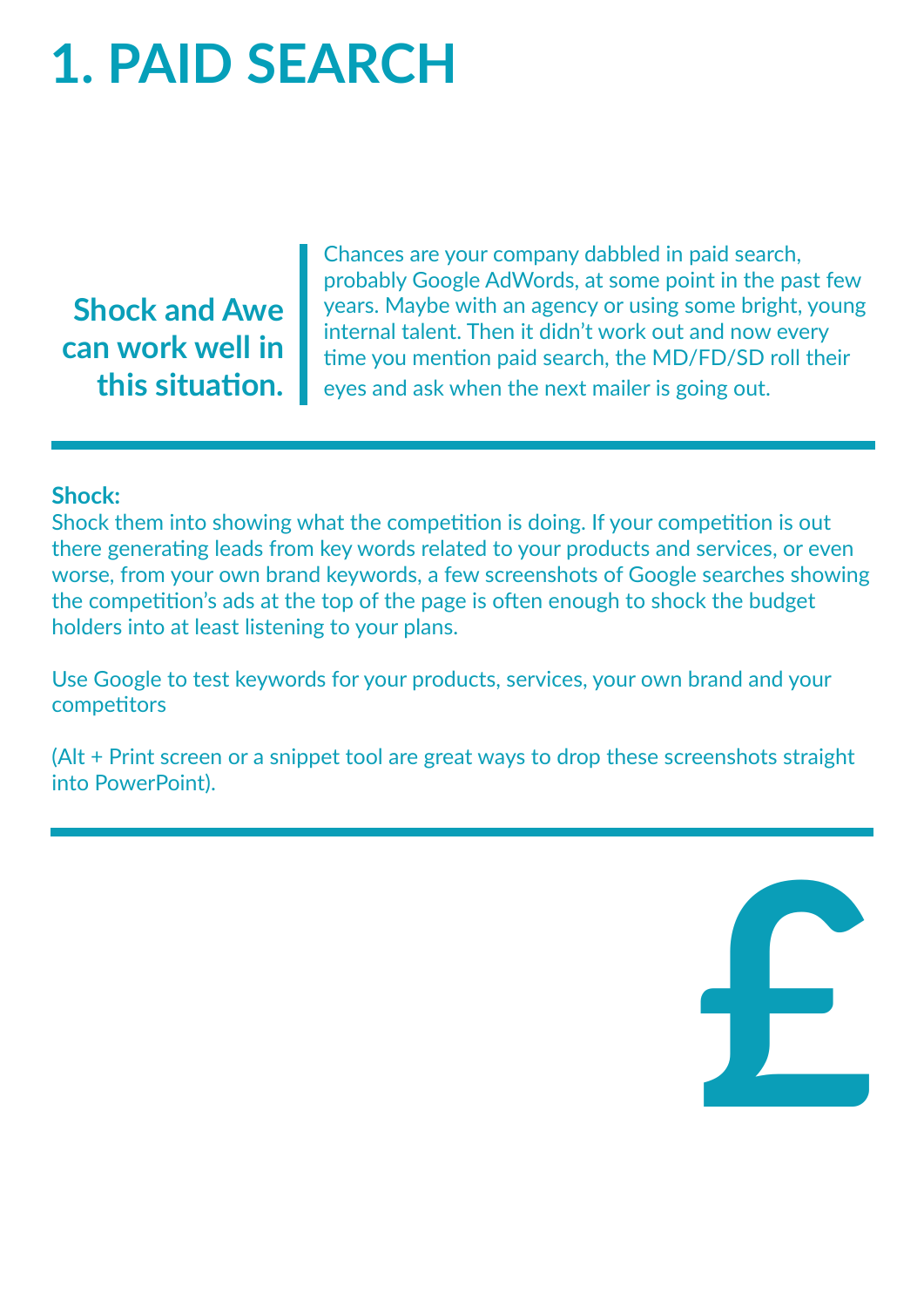# 1. PAID SEARCH

**Shock and Awe can work well in this situation.**

Chances are your company dabbled in paid search, probably Google AdWords, at some point in the past few years. Maybe with an agency or using some bright, young internal talent. Then it didn't work out and now every time you mention paid search, the MD/FD/SD roll their eyes and ask when the next mailer is going out.

**Shock:**

Shock them into showing what the competition is doing. If your competition is out there generating leads from key words related to your products and services, or even worse, from your own brand keywords, a few screenshots of Google searches showing the competition's ads at the top of the page is often enough to shock the budget holders into at least listening to your plans.

Use Google to test keywords for your products, services, your own brand and your competitors

(Alt + Print screen or a snippet tool are great ways to drop these screenshots straight into PowerPoint).

£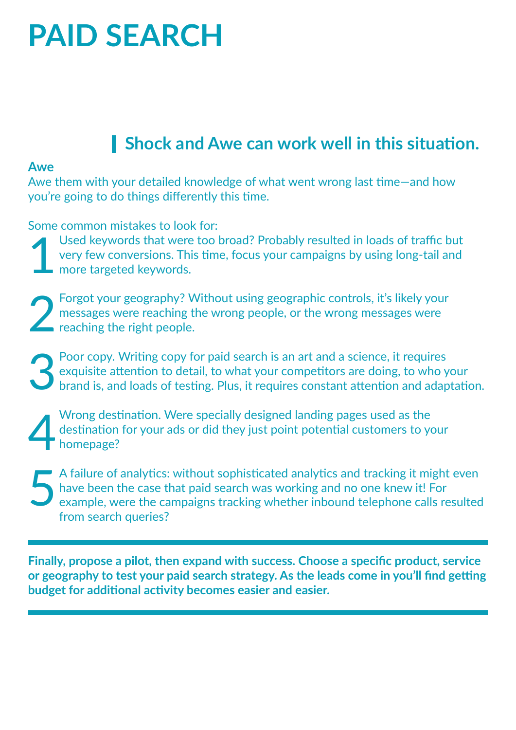# PAID SEARCH

## Shock and Awe can work well in this situation.

**Awe**

Awe them with your detailed knowledge of what went wrong last time—and how you're going to do things differently this time.

Some common mistakes to look for:

1. Used keywords that were too broad? Probably resulted in loads of traffic but very few conversions. This time, focus your campaigns by using long-tail and more targeted keywords.

2. Forgot your geography? Without using geographic controls, it's likely your messages were reaching the wrong people, or the wrong messages were reaching the right people.

3. Poor copy. Writing copy for paid search is an art and a science, it requires exquisite attention to detail, to what your competitors are doing, to who your brand is, and loads of testing. Plus, it requires constant attention and adaptation.

4. Wrong destination. Were specially designed landing pages used as the destination for your ads or did they just point potential customers to your homepage?

5. A failure of analytics: without sophisticated analytics and tracking it might even have been the case that paid search was working and no one knew it! For example, were the campaigns tracking whether inbound telephone calls resulted from search queries?

---

**Finally, propose a pilot, then expand with success. Choose a specific product, service or geography to test your paid search strategy. As the leads come in you'll find getting budget for additional activity becomes easier and easier.**

---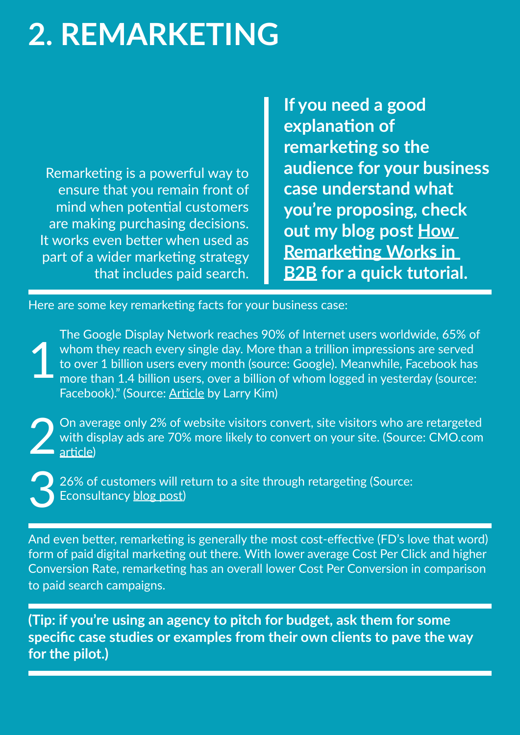# 2. REMARKETING

Remarketing is a powerful way to ensure that you remain front of mind when potential customers are making purchasing decisions. It works even better when used as part of a wider marketing strategy that includes paid search.

**If you need a good explanation of remarketing so the audience for your business case understand what you're proposing, check out my blog post How Remarketing Works in B2B for a quick tutorial.**

Here are some key remarketing facts for your business case:

1. The Google Display Network reaches 90% of Internet users worldwide, 65% of whom they reach every single day. More than a trillion impressions are served to over 1 billion users every month (source: Google). Meanwhile, Facebook has more than 1.4 billion users, over a billion of whom logged in yesterday (source: Facebook)." (Source: Article by Larry Kim)

2. On average only 2% of website visitors convert, site visitors who are retargeted with display ads are 70% more likely to convert on your site. (Source: CMO.com article)

3. 26% of customers will return to a site through retargeting (Source: Econsultancy blog post)

And even better, remarketing is generally the most cost-effective (FD's love that word) form of paid digital marketing out there. With lower average Cost Per Click and higher Conversion Rate, remarketing has an overall lower Cost Per Conversion in comparison to paid search campaigns.

**(Tip: if you're using an agency to pitch for budget, ask them for some specific case studies or examples from their own clients to pave the way for the pilot.)**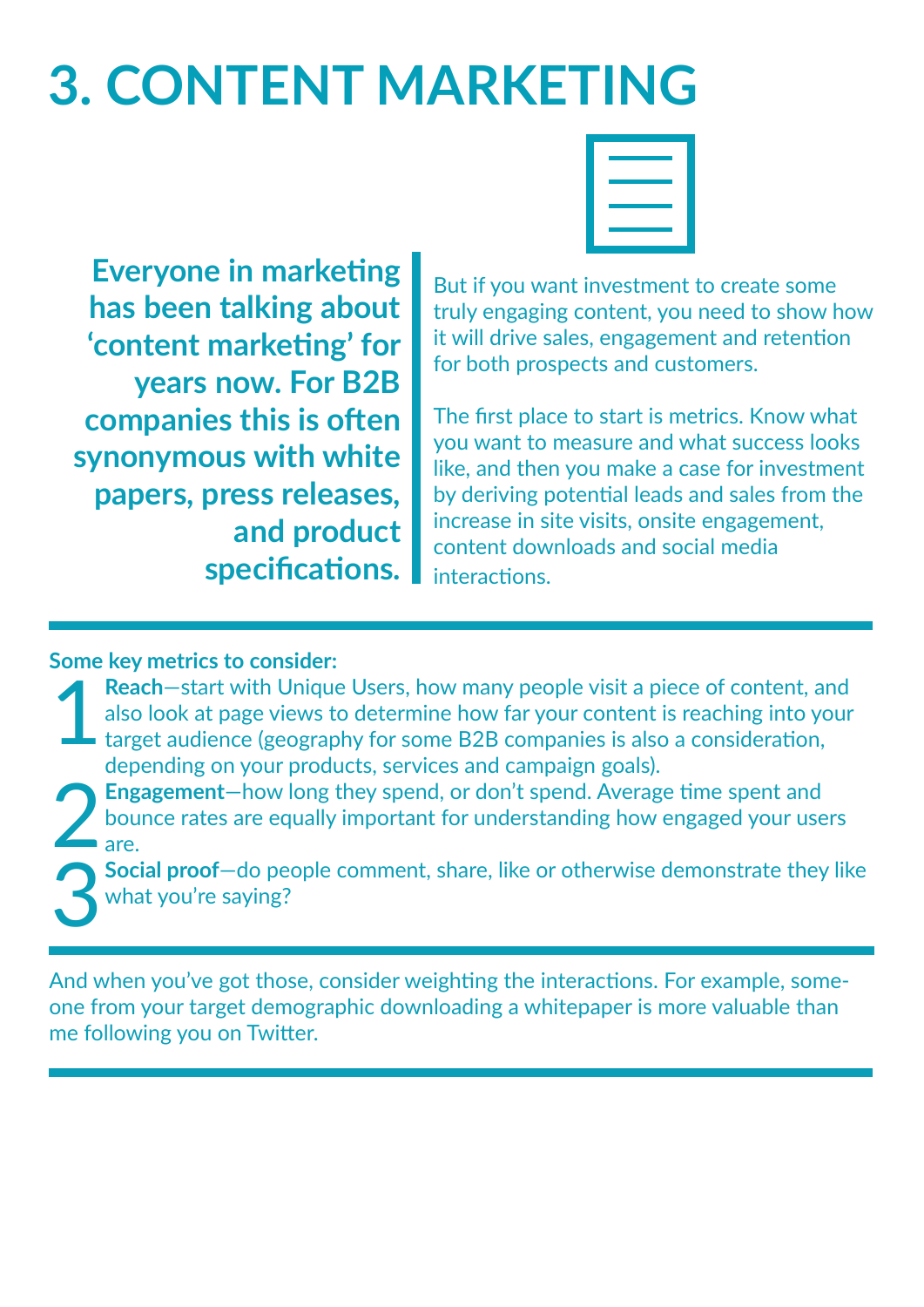# 3. CONTENT MARKETING

**Everyone in marketing has been talking about 'content marketing' for years now. For B2B companies this is often synonymous with white papers, press releases, and product specifications.**

But if you want investment to create some truly engaging content, you need to show how it will drive sales, engagement and retention for both prospects and customers.

The first place to start is metrics. Know what you want to measure and what success looks like, and then you make a case for investment by deriving potential leads and sales from the increase in site visits, onsite engagement, content downloads and social media interactions.

**Some key metrics to consider:**

1. **Reach**—start with Unique Users, how many people visit a piece of content, and also look at page views to determine how far your content is reaching into your target audience (geography for some B2B companies is also a consideration, depending on your products, services and campaign goals).
2. **Engagement**—how long they spend, or don't spend. Average time spent and bounce rates are equally important for understanding how engaged your users are.
3. **Social proof**—do people comment, share, like or otherwise demonstrate they like what you're saying?

And when you've got those, consider weighting the interactions. For example, someone from your target demographic downloading a whitepaper is more valuable than me following you on Twitter.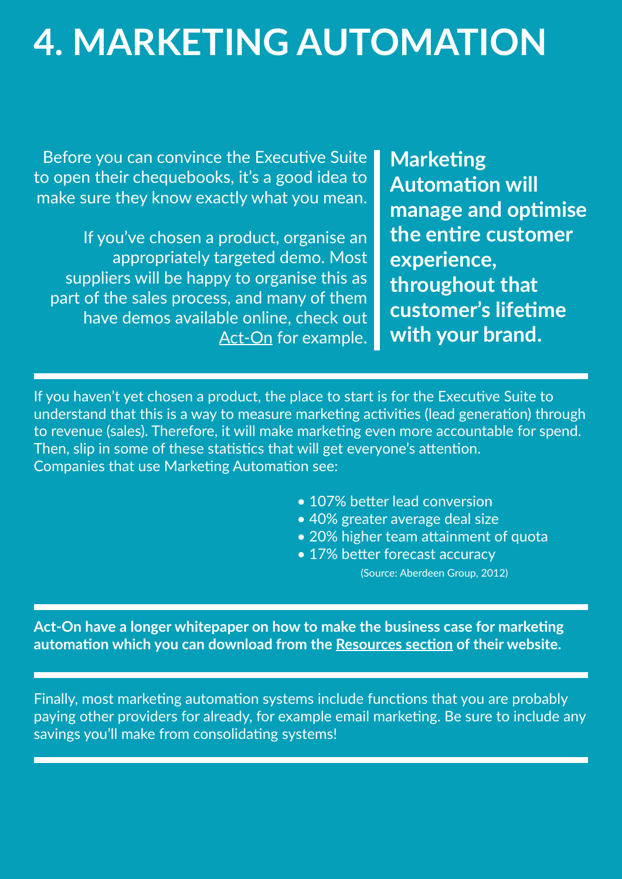# 4. MARKETING AUTOMATION

Before you can convince the Executive Suite to open their chequebooks, it's a good idea to make sure they know exactly what you mean.

If you've chosen a product, organise an appropriately targeted demo. Most suppliers will be happy to organise this as part of the sales process, and many of them have demos available online, check out Act-On for example.

**Marketing Automation will manage and optimise the entire customer experience, throughout that customer's lifetime with your brand.**

---

If you haven't yet chosen a product, the place to start is for the Executive Suite to understand that this is a way to measure marketing activities (lead generation) through to revenue (sales). Therefore, it will make marketing even more accountable for spend. Then, slip in some of these statistics that will get everyone's attention.
Companies that use Marketing Automation see:

- 107% better lead conversion
- 40% greater average deal size
- 20% higher team attainment of quota
- 17% better forecast accuracy

(Source: Aberdeen Group, 2012)

---

**Act-On have a longer whitepaper on how to make the business case for marketing automation which you can download from the Resources section of their website.**

---

Finally, most marketing automation systems include functions that you are probably paying other providers for already, for example email marketing. Be sure to include any savings you'll make from consolidating systems!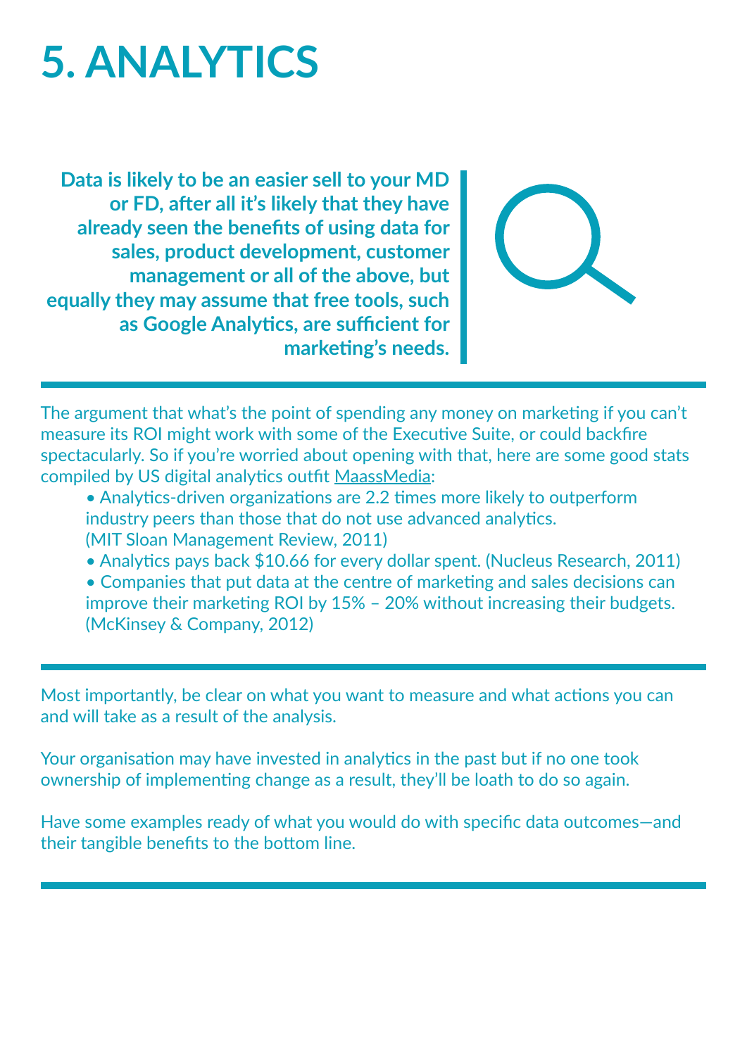# 5. ANALYTICS

**Data is likely to be an easier sell to your MD or FD, after all it's likely that they have already seen the benefits of using data for sales, product development, customer management or all of the above, but equally they may assume that free tools, such as Google Analytics, are sufficient for marketing's needs.**

The argument that what's the point of spending any money on marketing if you can't measure its ROI might work with some of the Executive Suite, or could backfire spectacularly. So if you're worried about opening with that, here are some good stats compiled by US digital analytics outfit MaassMedia:

- Analytics-driven organizations are 2.2 times more likely to outperform industry peers than those that do not use advanced analytics. (MIT Sloan Management Review, 2011)
- Analytics pays back $10.66 for every dollar spent. (Nucleus Research, 2011)
- Companies that put data at the centre of marketing and sales decisions can improve their marketing ROI by 15% – 20% without increasing their budgets. (McKinsey & Company, 2012)

Most importantly, be clear on what you want to measure and what actions you can and will take as a result of the analysis.

Your organisation may have invested in analytics in the past but if no one took ownership of implementing change as a result, they'll be loath to do so again.

Have some examples ready of what you would do with specific data outcomes—and their tangible benefits to the bottom line.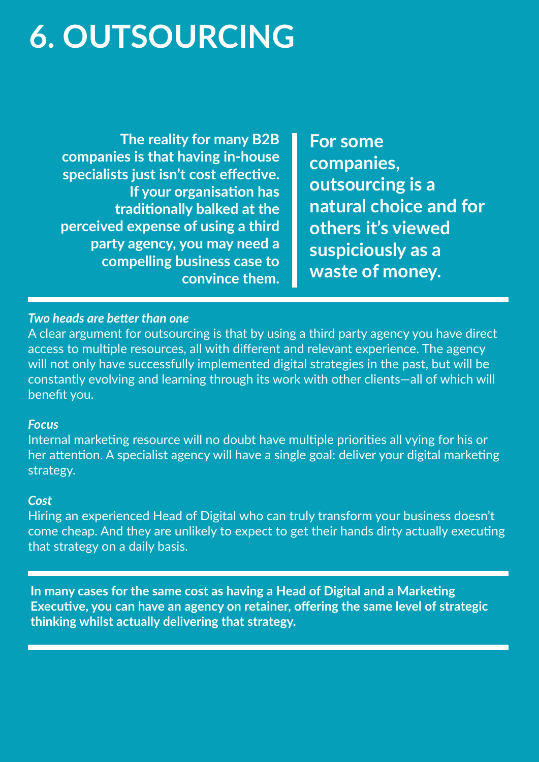# 6. OUTSOURCING

**The reality for many B2B companies is that having in-house specialists just isn't cost effective. If your organisation has traditionally balked at the perceived expense of using a third party agency, you may need a compelling business case to convince them.**

**For some companies, outsourcing is a natural choice and for others it's viewed suspiciously as a waste of money.**

***Two heads are better than one***

A clear argument for outsourcing is that by using a third party agency you have direct access to multiple resources, all with different and relevant experience. The agency will not only have successfully implemented digital strategies in the past, but will be constantly evolving and learning through its work with other clients—all of which will benefit you.

***Focus***

Internal marketing resource will no doubt have multiple priorities all vying for his or her attention. A specialist agency will have a single goal: deliver your digital marketing strategy.

***Cost***

Hiring an experienced Head of Digital who can truly transform your business doesn't come cheap. And they are unlikely to expect to get their hands dirty actually executing that strategy on a daily basis.

**In many cases for the same cost as having a Head of Digital and a Marketing Executive, you can have an agency on retainer, offering the same level of strategic thinking whilst actually delivering that strategy.**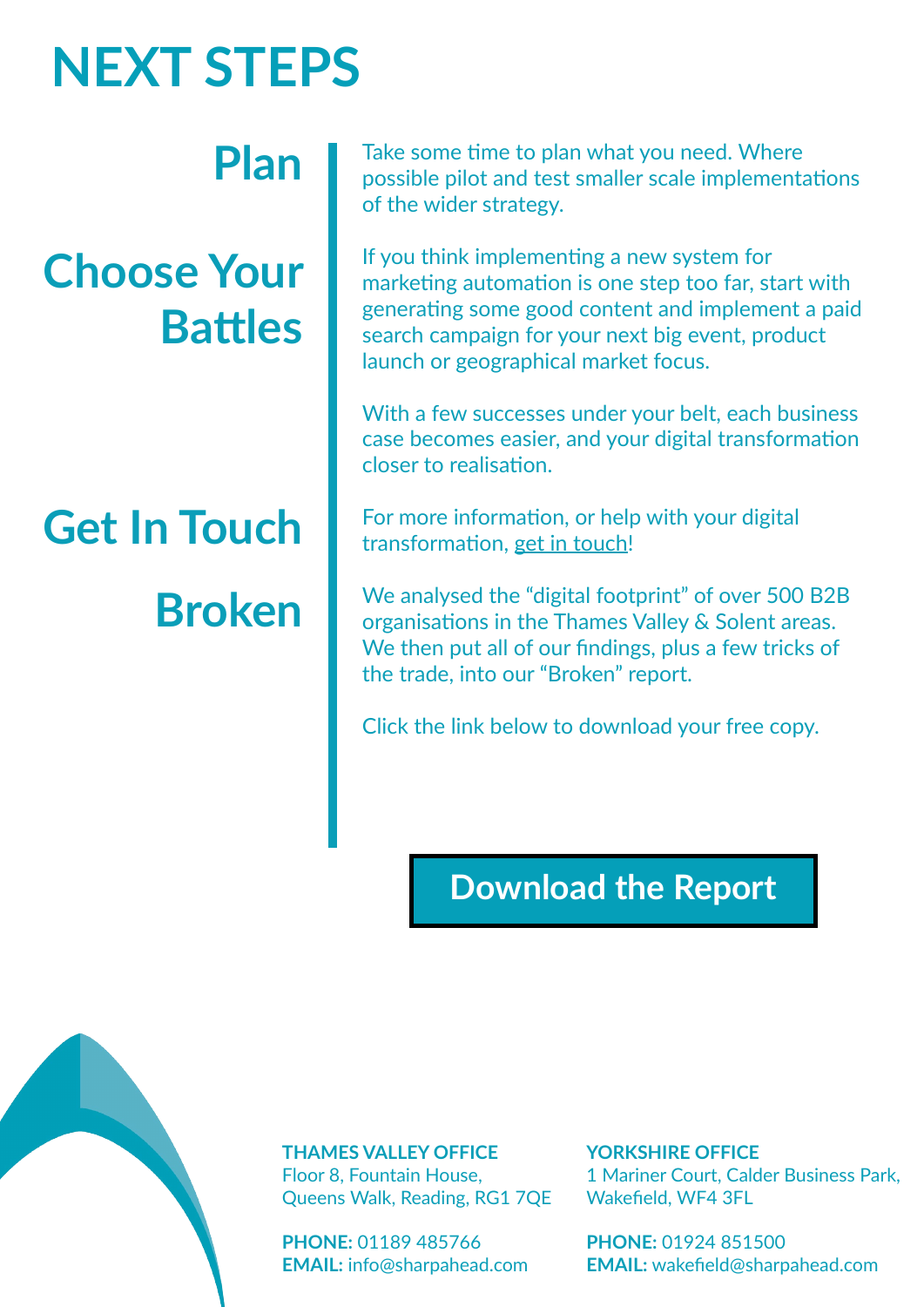# NEXT STEPS

## Plan

Take some time to plan what you need. Where possible pilot and test smaller scale implementations of the wider strategy.

## Choose Your Battles

If you think implementing a new system for marketing automation is one step too far, start with generating some good content and implement a paid search campaign for your next big event, product launch or geographical market focus.

With a few successes under your belt, each business case becomes easier, and your digital transformation closer to realisation.

## Get In Touch

For more information, or help with your digital transformation, get in touch!

## Broken

We analysed the "digital footprint" of over 500 B2B organisations in the Thames Valley & Solent areas. We then put all of our findings, plus a few tricks of the trade, into our "Broken" report.

Click the link below to download your free copy.

**Download the Report**

**THAMES VALLEY OFFICE**
Floor 8, Fountain House,
Queens Walk, Reading, RG1 7QE

**PHONE:** 01189 485766
**EMAIL:** info@sharpahead.com

**YORKSHIRE OFFICE**
1 Mariner Court, Calder Business Park,
Wakefield, WF4 3FL

**PHONE:** 01924 851500
**EMAIL:** wakefield@sharpahead.com